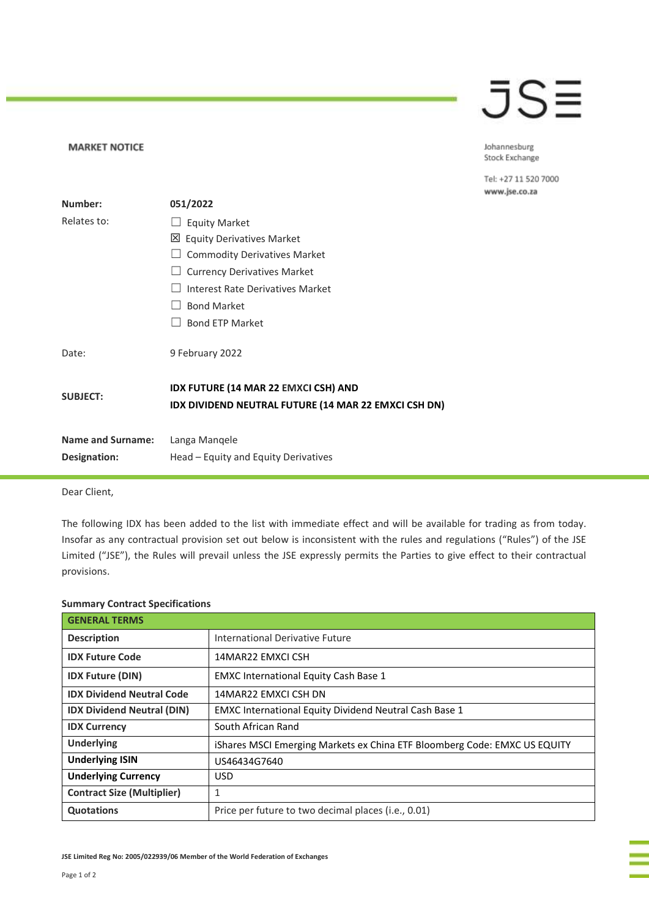**MARKET NOTICE**

JSE

Johannesburg Stock Exchange

Tel: +27 11 520 7000
www.jse.co.za

**Number:** 051/2022

Relates to:

- ☐ Equity Market
- ☒ Equity Derivatives Market
- ☐ Commodity Derivatives Market
- ☐ Currency Derivatives Market
- ☐ Interest Rate Derivatives Market
- ☐ Bond Market
- ☐ Bond ETP Market

Date: 9 February 2022

**SUBJECT:** **IDX FUTURE (14 MAR 22 EMXCI CSH) AND IDX DIVIDEND NEUTRAL FUTURE (14 MAR 22 EMXCI CSH DN)**

**Name and Surname:** Langa Manqele
**Designation:** Head – Equity and Equity Derivatives

Dear Client,

The following IDX has been added to the list with immediate effect and will be available for trading as from today. Insofar as any contractual provision set out below is inconsistent with the rules and regulations ("Rules") of the JSE Limited ("JSE"), the Rules will prevail unless the JSE expressly permits the Parties to give effect to their contractual provisions.

**Summary Contract Specifications**

| GENERAL TERMS | |
|---|---|
| **Description** | International Derivative Future |
| **IDX Future Code** | 14MAR22 EMXCI CSH |
| **IDX Future (DIN)** | EMXC International Equity Cash Base 1 |
| **IDX Dividend Neutral Code** | 14MAR22 EMXCI CSH DN |
| **IDX Dividend Neutral (DIN)** | EMXC International Equity Dividend Neutral Cash Base 1 |
| **IDX Currency** | South African Rand |
| **Underlying** | iShares MSCI Emerging Markets ex China ETF Bloomberg Code: EMXC US EQUITY |
| **Underlying ISIN** | US46434G7640 |
| **Underlying Currency** | USD |
| **Contract Size (Multiplier)** | 1 |
| **Quotations** | Price per future to two decimal places (i.e., 0.01) |

JSE Limited Reg No: 2005/022939/06 Member of the World Federation of Exchanges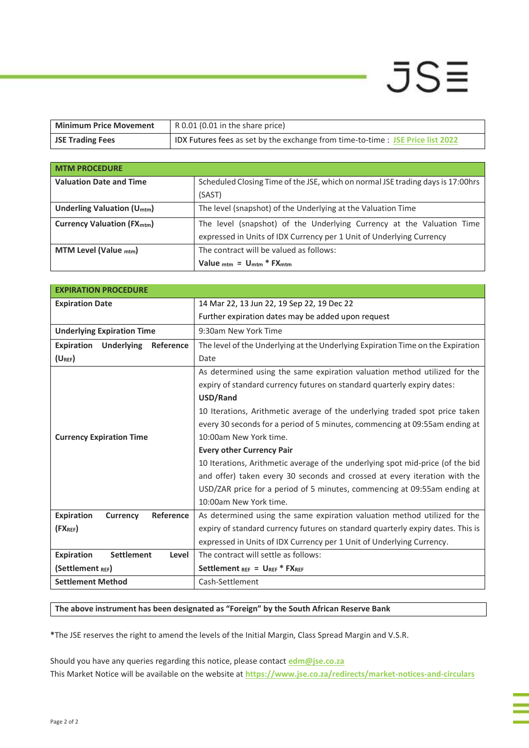| | |
|---|---|
| **Minimum Price Movement** | R 0.01 (0.01 in the share price) |
| **JSE Trading Fees** | IDX Futures fees as set by the exchange from time-to-time : JSE Price list 2022 |

| **MTM PROCEDURE** | |
|---|---|
| **Valuation Date and Time** | Scheduled Closing Time of the JSE, which on normal JSE trading days is 17:00hrs (SAST) |
| **Underling Valuation ($U_{mtm}$)** | The level (snapshot) of the Underlying at the Valuation Time |
| **Currency Valuation ($FX_{mtm}$)** | The level (snapshot) of the Underlying Currency at the Valuation Time expressed in Units of IDX Currency per 1 Unit of Underlying Currency |
| **MTM Level (Value $_{mtm}$)** | The contract will be valued as follows:<br>**$Value_{mtm} = U_{mtm} * FX_{mtm}$** |

| **EXPIRATION PROCEDURE** | |
|---|---|
| **Expiration Date** | 14 Mar 22, 13 Jun 22, 19 Sep 22, 19 Dec 22<br>Further expiration dates may be added upon request |
| **Underlying Expiration Time** | 9:30am New York Time |
| **Expiration Underlying Reference ($U_{REF}$)** | The level of the Underlying at the Underlying Expiration Time on the Expiration Date |
| **Currency Expiration Time** | As determined using the same expiration valuation method utilized for the expiry of standard currency futures on standard quarterly expiry dates:<br>**USD/Rand**<br>10 Iterations, Arithmetic average of the underlying traded spot price taken every 30 seconds for a period of 5 minutes, commencing at 09:55am ending at 10:00am New York time.<br>**Every other Currency Pair**<br>10 Iterations, Arithmetic average of the underlying spot mid-price (of the bid and offer) taken every 30 seconds and crossed at every iteration with the USD/ZAR price for a period of 5 minutes, commencing at 09:55am ending at 10:00am New York time. |
| **Expiration Currency Reference ($FX_{REF}$)** | As determined using the same expiration valuation method utilized for the expiry of standard currency futures on standard quarterly expiry dates. This is expressed in Units of IDX Currency per 1 Unit of Underlying Currency. |
| **Expiration Settlement Level (Settlement $_{REF}$)** | The contract will settle as follows:<br>**$Settlement_{REF} = U_{REF} * FX_{REF}$** |
| **Settlement Method** | Cash-Settlement |

**The above instrument has been designated as "Foreign" by the South African Reserve Bank**

*The JSE reserves the right to amend the levels of the Initial Margin, Class Spread Margin and V.S.R.

Should you have any queries regarding this notice, please contact edm@jse.co.za
This Market Notice will be available on the website at https://www.jse.co.za/redirects/market-notices-and-circulars